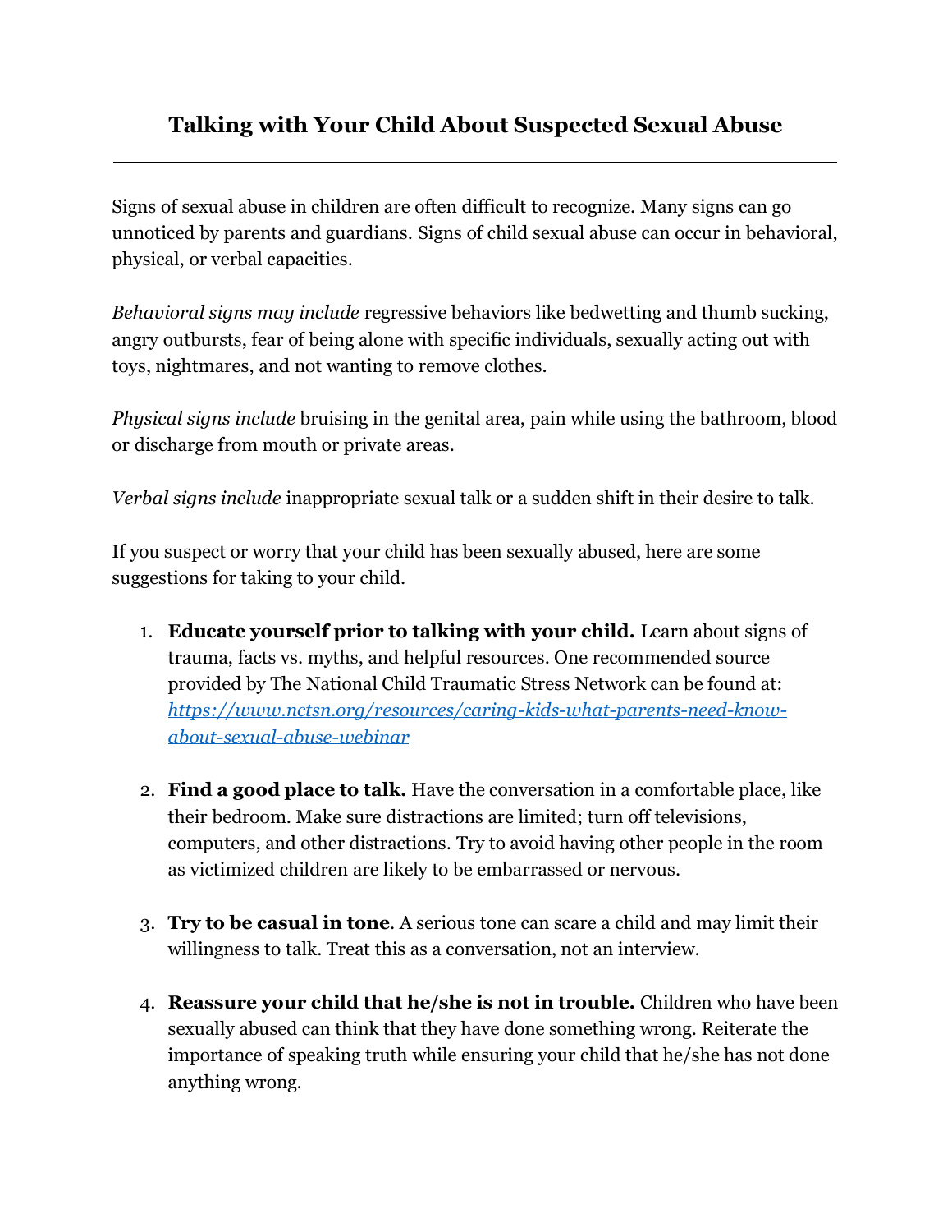# Talking with Your Child About Suspected Sexual Abuse

---

Signs of sexual abuse in children are often difficult to recognize. Many signs can go unnoticed by parents and guardians. Signs of child sexual abuse can occur in behavioral, physical, or verbal capacities.

*Behavioral signs may include* regressive behaviors like bedwetting and thumb sucking, angry outbursts, fear of being alone with specific individuals, sexually acting out with toys, nightmares, and not wanting to remove clothes.

*Physical signs include* bruising in the genital area, pain while using the bathroom, blood or discharge from mouth or private areas.

*Verbal signs include* inappropriate sexual talk or a sudden shift in their desire to talk.

If you suspect or worry that your child has been sexually abused, here are some suggestions for taking to your child.

1. **Educate yourself prior to talking with your child.** Learn about signs of trauma, facts vs. myths, and helpful resources. One recommended source provided by The National Child Traumatic Stress Network can be found at: [https://www.nctsn.org/resources/caring-kids-what-parents-need-know-about-sexual-abuse-webinar](https://www.nctsn.org/resources/caring-kids-what-parents-need-know-about-sexual-abuse-webinar)

2. **Find a good place to talk.** Have the conversation in a comfortable place, like their bedroom. Make sure distractions are limited; turn off televisions, computers, and other distractions. Try to avoid having other people in the room as victimized children are likely to be embarrassed or nervous.

3. **Try to be casual in tone**. A serious tone can scare a child and may limit their willingness to talk. Treat this as a conversation, not an interview.

4. **Reassure your child that he/she is not in trouble.** Children who have been sexually abused can think that they have done something wrong. Reiterate the importance of speaking truth while ensuring your child that he/she has not done anything wrong.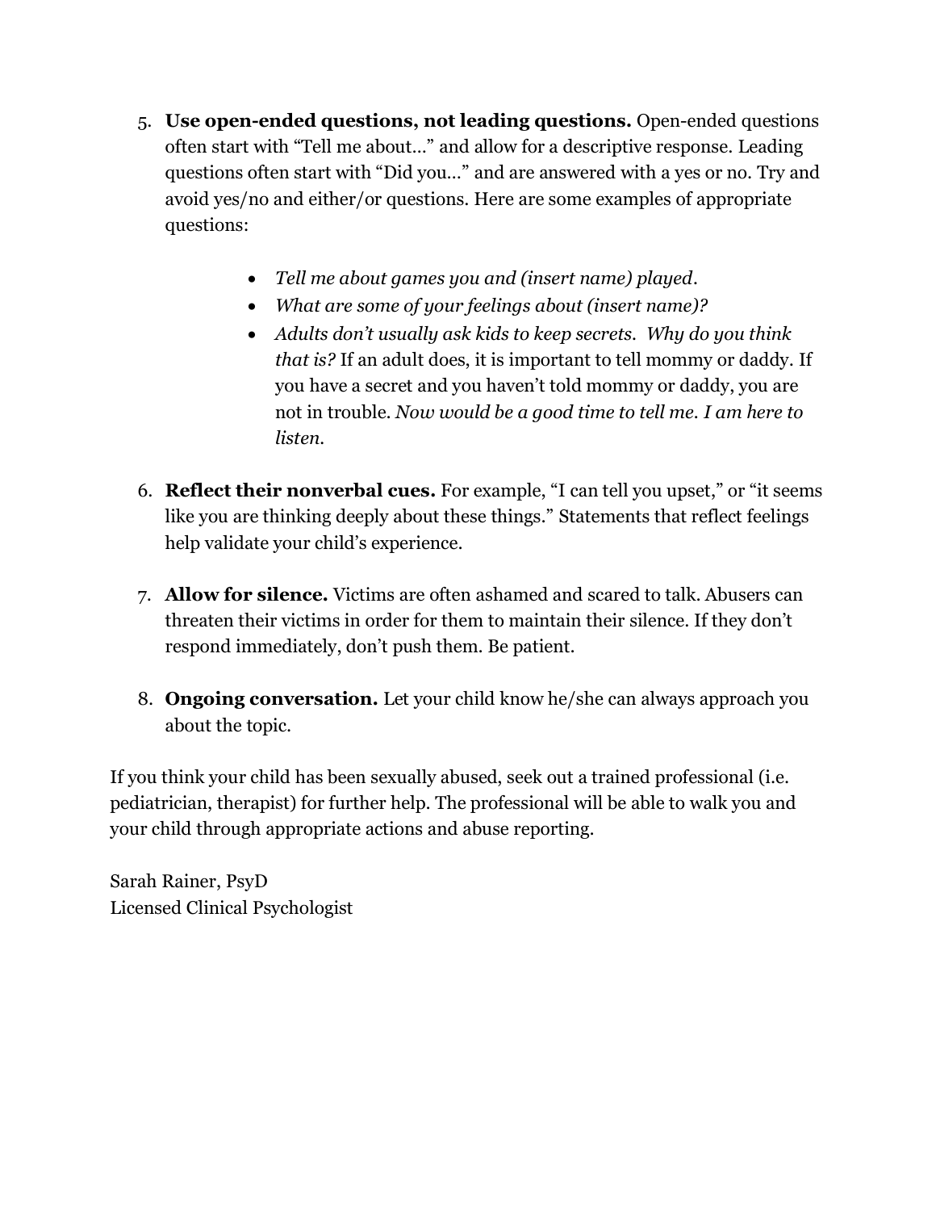5. **Use open-ended questions, not leading questions.** Open-ended questions often start with "Tell me about…" and allow for a descriptive response. Leading questions often start with "Did you…" and are answered with a yes or no. Try and avoid yes/no and either/or questions. Here are some examples of appropriate questions:

    - *Tell me about games you and (insert name) played.*
    - *What are some of your feelings about (insert name)?*
    - *Adults don't usually ask kids to keep secrets. Why do you think that is?* If an adult does, it is important to tell mommy or daddy. If you have a secret and you haven't told mommy or daddy, you are not in trouble. *Now would be a good time to tell me. I am here to listen.*

6. **Reflect their nonverbal cues.** For example, "I can tell you upset," or "it seems like you are thinking deeply about these things." Statements that reflect feelings help validate your child's experience.

7. **Allow for silence.** Victims are often ashamed and scared to talk. Abusers can threaten their victims in order for them to maintain their silence. If they don't respond immediately, don't push them. Be patient.

8. **Ongoing conversation.** Let your child know he/she can always approach you about the topic.

If you think your child has been sexually abused, seek out a trained professional (i.e. pediatrician, therapist) for further help. The professional will be able to walk you and your child through appropriate actions and abuse reporting.

Sarah Rainer, PsyD
Licensed Clinical Psychologist